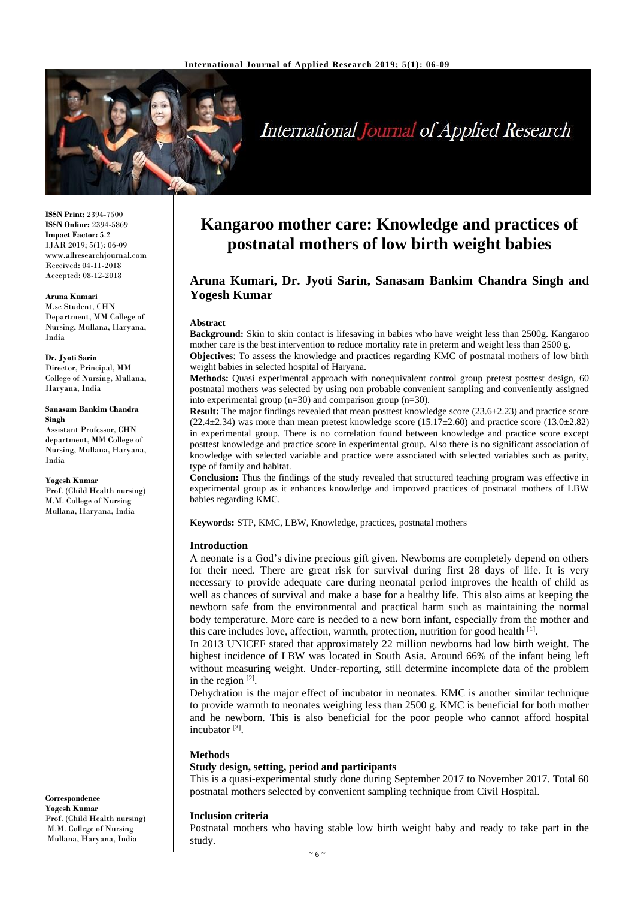ISSN Print: 2394-7500
ISSN Online: 2394-5869
Impact Factor: 5.2
IJAR 2019; 5(1): 06-09
www.allresearchjournal.com
Received: 04-11-2018
Accepted: 08-12-2018

**Aruna Kumari**
M.sc Student, CHN Department, MM College of Nursing, Mullana, Haryana, India

**Dr. Jyoti Sarin**
Director, Principal, MM College of Nursing, Mullana, Haryana, India

**Sanasam Bankim Chandra Singh**
Assistant Professor, CHN department, MM College of Nursing, Mullana, Haryana, India

**Yogesh Kumar**
Prof. (Child Health nursing) M.M. College of Nursing Mullana, Haryana, India

**Correspondence**
**Yogesh Kumar**
Prof. (Child Health nursing) M.M. College of Nursing Mullana, Haryana, India

# Kangaroo mother care: Knowledge and practices of postnatal mothers of low birth weight babies

## Aruna Kumari, Dr. Jyoti Sarin, Sanasam Bankim Chandra Singh and Yogesh Kumar

### Abstract

**Background:** Skin to skin contact is lifesaving in babies who have weight less than 2500g. Kangaroo mother care is the best intervention to reduce mortality rate in preterm and weight less than 2500 g.

**Objectives**: To assess the knowledge and practices regarding KMC of postnatal mothers of low birth weight babies in selected hospital of Haryana.

**Methods:** Quasi experimental approach with nonequivalent control group pretest posttest design, 60 postnatal mothers was selected by using non probable convenient sampling and conveniently assigned into experimental group (n=30) and comparison group (n=30).

**Result:** The major findings revealed that mean posttest knowledge score (23.6±2.23) and practice score (22.4±2.34) was more than mean pretest knowledge score (15.17±2.60) and practice score (13.0±2.82) in experimental group. There is no correlation found between knowledge and practice score except posttest knowledge and practice score in experimental group. Also there is no significant association of knowledge with selected variable and practice were associated with selected variables such as parity, type of family and habitat.

**Conclusion:** Thus the findings of the study revealed that structured teaching program was effective in experimental group as it enhances knowledge and improved practices of postnatal mothers of LBW babies regarding KMC.

**Keywords:** STP, KMC, LBW, Knowledge, practices, postnatal mothers

### Introduction

A neonate is a God's divine precious gift given. Newborns are completely depend on others for their need. There are great risk for survival during first 28 days of life. It is very necessary to provide adequate care during neonatal period improves the health of child as well as chances of survival and make a base for a healthy life. This also aims at keeping the newborn safe from the environmental and practical harm such as maintaining the normal body temperature. More care is needed to a new born infant, especially from the mother and this care includes love, affection, warmth, protection, nutrition for good health [1].

In 2013 UNICEF stated that approximately 22 million newborns had low birth weight. The highest incidence of LBW was located in South Asia. Around 66% of the infant being left without measuring weight. Under-reporting, still determine incomplete data of the problem in the region [2].

Dehydration is the major effect of incubator in neonates. KMC is another similar technique to provide warmth to neonates weighing less than 2500 g. KMC is beneficial for both mother and he newborn. This is also beneficial for the poor people who cannot afford hospital incubator [3].

### Methods

#### Study design, setting, period and participants

This is a quasi-experimental study done during September 2017 to November 2017. Total 60 postnatal mothers selected by convenient sampling technique from Civil Hospital.

#### Inclusion criteria

Postnatal mothers who having stable low birth weight baby and ready to take part in the study.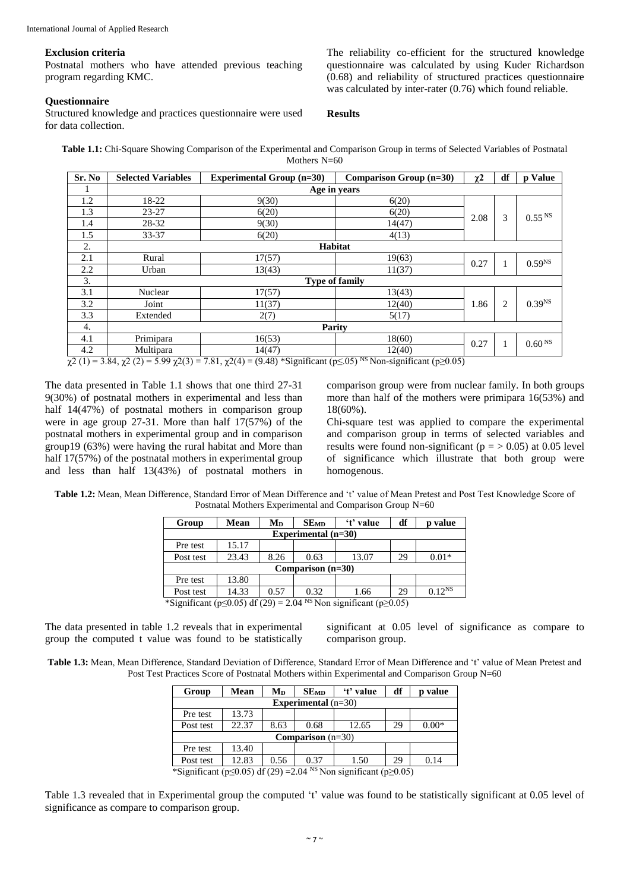### Exclusion criteria

Postnatal mothers who have attended previous teaching program regarding KMC.

### Questionnaire

Structured knowledge and practices questionnaire were used for data collection.

The reliability co-efficient for the structured knowledge questionnaire was calculated by using Kuder Richardson (0.68) and reliability of structured practices questionnaire was calculated by inter-rater (0.76) which found reliable.

## Results

**Table 1.1:** Chi-Square Showing Comparison of the Experimental and Comparison Group in terms of Selected Variables of Postnatal Mothers N=60

| Sr. No | Selected Variables | Experimental Group (n=30) | Comparison Group (n=30) | $\chi 2$ | df | p Value |
|---|---|---|---|---|---|---|
| 1 | Age in years | | | | | |
| 1.2 | 18-22 | 9(30) | 6(20) | 2.08 | 3 | $0.55^{NS}$ |
| 1.3 | 23-27 | 6(20) | 6(20) | | | |
| 1.4 | 28-32 | 9(30) | 14(47) | | | |
| 1.5 | 33-37 | 6(20) | 4(13) | | | |
| 2. | Habitat | | | | | |
| 2.1 | Rural | 17(57) | 19(63) | 0.27 | 1 | $0.59^{NS}$ |
| 2.2 | Urban | 13(43) | 11(37) | | | |
| 3. | Type of family | | | | | |
| 3.1 | Nuclear | 17(57) | 13(43) | 1.86 | 2 | $0.39^{NS}$ |
| 3.2 | Joint | 11(37) | 12(40) | | | |
| 3.3 | Extended | 2(7) | 5(17) | | | |
| 4. | Parity | | | | | |
| 4.1 | Primipara | 16(53) | 18(60) | 0.27 | 1 | $0.60^{NS}$ |
| 4.2 | Multipara | 14(47) | 12(40) | | | |

$\chi 2$ (1) = 3.84, $\chi 2$ (2) = 5.99 $\chi 2(3)$ = 7.81, $\chi 2(4)$ = (9.48) *Significant ($p \leq .05$) $^{NS}$ Non-significant ($p \geq 0.05$)

The data presented in Table 1.1 shows that one third 27-31 9(30%) of postnatal mothers in experimental and less than half 14(47%) of postnatal mothers in comparison group were in age group 27-31. More than half 17(57%) of the postnatal mothers in experimental group and in comparison group19 (63%) were having the rural habitat and More than half 17(57%) of the postnatal mothers in experimental group and less than half 13(43%) of postnatal mothers in comparison group were from nuclear family. In both groups more than half of the mothers were primipara 16(53%) and 18(60%).

Chi-square test was applied to compare the experimental and comparison group in terms of selected variables and results were found non-significant (p = > 0.05) at 0.05 level of significance which illustrate that both group were homogenous.

**Table 1.2:** Mean, Mean Difference, Standard Error of Mean Difference and 't' value of Mean Pretest and Post Test Knowledge Score of Postnatal Mothers Experimental and Comparison Group N=60

| Group | Mean | $M_D$ | $SE_{MD}$ | 't' value | df | p value |
|---|---|---|---|---|---|---|
| Experimental (n=30) | | | | | | |
| Pre test | 15.17 | | | | | |
| Post test | 23.43 | 8.26 | 0.63 | 13.07 | 29 | 0.01* |
| Comparison (n=30) | | | | | | |
| Pre test | 13.80 | | | | | |
| Post test | 14.33 | 0.57 | 0.32 | 1.66 | 29 | $0.12^{NS}$ |

*Significant ($p \leq 0.05$) df (29) = 2.04 $^{NS}$ Non significant ($p \geq 0.05$)

The data presented in table 1.2 reveals that in experimental group the computed t value was found to be statistically significant at 0.05 level of significance as compare to comparison group.

**Table 1.3:** Mean, Mean Difference, Standard Deviation of Difference, Standard Error of Mean Difference and 't' value of Mean Pretest and Post Test Practices Score of Postnatal Mothers within Experimental and Comparison Group N=60

| Group | Mean | $M_D$ | $SE_{MD}$ | 't' value | df | p value |
|---|---|---|---|---|---|---|
| **Experimental** (n=30) | | | | | | |
| Pre test | 13.73 | | | | | |
| Post test | 22.37 | 8.63 | 0.68 | 12.65 | 29 | 0.00* |
| **Comparison** (n=30) | | | | | | |
| Pre test | 13.40 | | | | | |
| Post test | 12.83 | 0.56 | 0.37 | 1.50 | 29 | 0.14 |

*Significant ($p \leq 0.05$) df (29) =2.04 $^{NS}$ Non significant ($p \geq 0.05$)

Table 1.3 revealed that in Experimental group the computed 't' value was found to be statistically significant at 0.05 level of significance as compare to comparison group.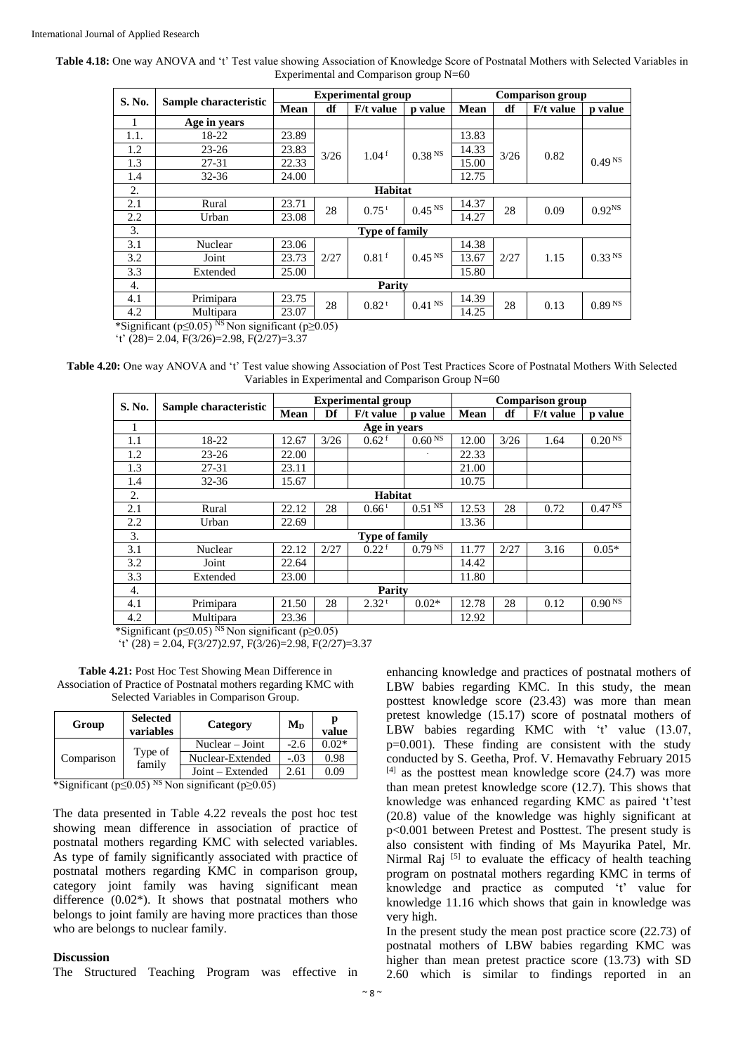**Table 4.18:** One way ANOVA and 't' Test value showing Association of Knowledge Score of Postnatal Mothers with Selected Variables in Experimental and Comparison group N=60

| S. No. | Sample characteristic | Experimental group | | | | Comparison group | | | |
|---|---|---|---|---|---|---|---|---|---|
| | | Mean | df | F/t value | p value | Mean | df | F/t value | p value |
| 1 | **Age in years** | | | | | | | | |
| 1.1. | 18-22 | 23.89 | 3/26 | 1.04 f | 0.38 NS | 13.83 | 3/26 | 0.82 | 0.49 NS |
| 1.2 | 23-26 | 23.83 | | | | 14.33 | | | |
| 1.3 | 27-31 | 22.33 | | | | 15.00 | | | |
| 1.4 | 32-36 | 24.00 | | | | 12.75 | | | |
| 2. | **Habitat** | | | | | | | | |
| 2.1 | Rural | 23.71 | 28 | 0.75 t | 0.45 NS | 14.37 | 28 | 0.09 | 0.92 NS |
| 2.2 | Urban | 23.08 | | | | 14.27 | | | |
| 3. | **Type of family** | | | | | | | | |
| 3.1 | Nuclear | 23.06 | 2/27 | 0.81 f | 0.45 NS | 14.38 | 2/27 | 1.15 | 0.33 NS |
| 3.2 | Joint | 23.73 | | | | 13.67 | | | |
| 3.3 | Extended | 25.00 | | | | 15.80 | | | |
| 4. | **Parity** | | | | | | | | |
| 4.1 | Primipara | 23.75 | 28 | 0.82 t | 0.41 NS | 14.39 | 28 | 0.13 | 0.89 NS |
| 4.2 | Multipara | 23.07 | | | | 14.25 | | | |

*Significant (p≤0.05) NS Non significant (p≥0.05)

't' (28)= 2.04, F(3/26)=2.98, F(2/27)=3.37

**Table 4.20:** One way ANOVA and 't' Test value showing Association of Post Test Practices Score of Postnatal Mothers With Selected Variables in Experimental and Comparison Group N=60

| S. No. | Sample characteristic | Experimental group | | | | Comparison group | | | |
|---|---|---|---|---|---|---|---|---|---|
| | | Mean | Df | F/t value | p value | Mean | df | F/t value | p value |
| 1 | **Age in years** | | | | | | | | |
| 1.1 | 18-22 | 12.67 | 3/26 | 0.62 f | 0.60 NS | 12.00 | 3/26 | 1.64 | 0.20 NS |
| 1.2 | 23-26 | 22.00 | | | . | 22.33 | | | |
| 1.3 | 27-31 | 23.11 | | | | 21.00 | | | |
| 1.4 | 32-36 | 15.67 | | | | 10.75 | | | |
| 2. | **Habitat** | | | | | | | | |
| 2.1 | Rural | 22.12 | 28 | 0.66 t | 0.51 NS | 12.53 | 28 | 0.72 | 0.47 NS |
| 2.2 | Urban | 22.69 | | | | 13.36 | | | |
| 3. | **Type of family** | | | | | | | | |
| 3.1 | Nuclear | 22.12 | 2/27 | 0.22 f | 0.79 NS | 11.77 | 2/27 | 3.16 | 0.05* |
| 3.2 | Joint | 22.64 | | | | 14.42 | | | |
| 3.3 | Extended | 23.00 | | | | 11.80 | | | |
| 4. | **Parity** | | | | | | | | |
| 4.1 | Primipara | 21.50 | 28 | 2.32 t | 0.02* | 12.78 | 28 | 0.12 | 0.90 NS |
| 4.2 | Multipara | 23.36 | | | | 12.92 | | | |

*Significant (p≤0.05) NS Non significant (p≥0.05)

't' (28) = 2.04, F(3/27)2.97, F(3/26)=2.98, F(2/27)=3.37

**Table 4.21:** Post Hoc Test Showing Mean Difference in Association of Practice of Postnatal mothers regarding KMC with Selected Variables in Comparison Group.

| Group | Selected variables | Category | $M_D$ | p value |
|---|---|---|---|---|
| Comparison | Type of family | Nuclear – Joint | -2.6 | 0.02* |
| | | Nuclear-Extended | -.03 | 0.98 |
| | | Joint – Extended | 2.61 | 0.09 |

*Significant (p≤0.05) NS Non significant (p≥0.05)

The data presented in Table 4.22 reveals the post hoc test showing mean difference in association of practice of postnatal mothers regarding KMC with selected variables. As type of family significantly associated with practice of postnatal mothers regarding KMC in comparison group, category joint family was having significant mean difference (0.02*). It shows that postnatal mothers who belongs to joint family are having more practices than those who are belongs to nuclear family.

## Discussion

The Structured Teaching Program was effective in enhancing knowledge and practices of postnatal mothers of LBW babies regarding KMC. In this study, the mean posttest knowledge score (23.43) was more than mean pretest knowledge (15.17) score of postnatal mothers of LBW babies regarding KMC with 't' value (13.07, p=0.001). These finding are consistent with the study conducted by S. Geetha, Prof. V. Hemavathy February 2015 [4] as the posttest mean knowledge score (24.7) was more than mean pretest knowledge score (12.7). This shows that knowledge was enhanced regarding KMC as paired 't'test (20.8) value of the knowledge was highly significant at p<0.001 between Pretest and Posttest. The present study is also consistent with finding of Ms Mayurika Patel, Mr. Nirmal Raj [5] to evaluate the efficacy of health teaching program on postnatal mothers regarding KMC in terms of knowledge and practice as computed 't' value for knowledge 11.16 which shows that gain in knowledge was very high.

In the present study the mean post practice score (22.73) of postnatal mothers of LBW babies regarding KMC was higher than mean pretest practice score (13.73) with SD 2.60 which is similar to findings reported in an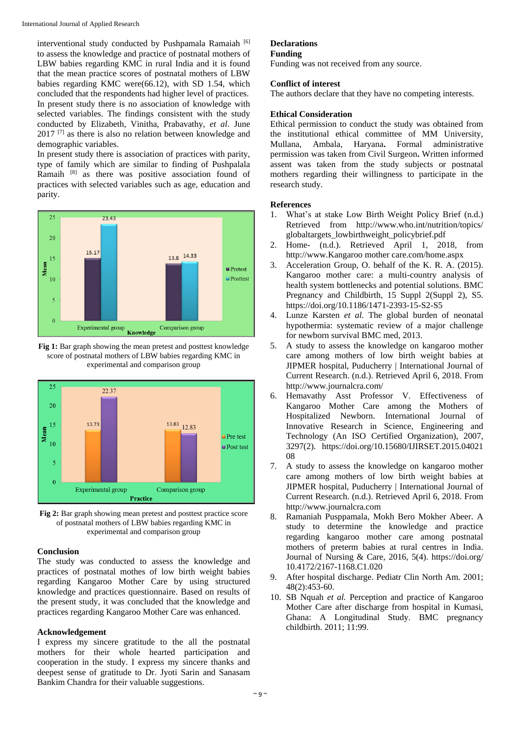interventional study conducted by Pushpamala Ramaiah [6] to assess the knowledge and practice of postnatal mothers of LBW babies regarding KMC in rural India and it is found that the mean practice scores of postnatal mothers of LBW babies regarding KMC were(66.12), with SD 1.54, which concluded that the respondents had higher level of practices.

In present study there is no association of knowledge with selected variables. The findings consistent with the study conducted by Elizabeth, Vinitha, Prabavathy, *et al*. June 2017 [7] as there is also no relation between knowledge and demographic variables.

In present study there is association of practices with parity, type of family which are similar to finding of Pushpalala Ramaih [8] as there was positive association found of practices with selected variables such as age, education and parity.

25
20
15
10
5
0
Mean
15.17
23.43
13.8
14.33
Pretest
Posttest
Experimental group
Comparison group
Knowledge

**Fig 1:** Bar graph showing the mean pretest and posttest knowledge score of postnatal mothers of LBW babies regarding KMC in experimental and comparison group

25
20
15
10
5
0
Mean
13.73
22.37
13.83
12.83
Pre test
Post test
Experimental group
Comparison group
Practice

**Fig 2:** Bar graph showing mean pretest and posttest practice score of postnatal mothers of LBW babies regarding KMC in experimental and comparison group

## Conclusion

The study was conducted to assess the knowledge and practices of postnatal mothes of low birth weight babies regarding Kangaroo Mother Care by using structured knowledge and practices questionnaire. Based on results of the present study, it was concluded that the knowledge and practices regarding Kangaroo Mother Care was enhanced.

## Acknowledgement

I express my sincere gratitude to the all the postnatal mothers for their whole hearted participation and cooperation in the study. I express my sincere thanks and deepest sense of gratitude to Dr. Jyoti Sarin and Sanasam Bankim Chandra for their valuable suggestions.

## Declarations

### Funding

Funding was not received from any source.

### Conflict of interest

The authors declare that they have no competing interests.

### Ethical Consideration

Ethical permission to conduct the study was obtained from the institutional ethical committee of MM University, Mullana, Ambala, Haryana**.** Formal administrative permission was taken from Civil Surgeon**.** Written informed assent was taken from the study subjects or postnatal mothers regarding their willingness to participate in the research study.

## References

1. What's at stake Low Birth Weight Policy Brief (n.d.) Retrieved from http://www.who.int/nutrition/topics/globaltargets_lowbirthweight_policybrief.pdf
2. Home- (n.d.). Retrieved April 1, 2018, from http://www.Kangaroo mother care.com/home.aspx
3. Acceleration Group, O. behalf of the K. R. A. (2015). Kangaroo mother care: a multi-country analysis of health system bottlenecks and potential solutions. BMC Pregnancy and Childbirth, 15 Suppl 2(Suppl 2), S5. https://doi.org/10.1186/1471-2393-15-S2-S5
4. Lunze Karsten *et al.* The global burden of neonatal hypothermia: systematic review of a major challenge for newborn survival BMC med, 2013.
5. A study to assess the knowledge on kangaroo mother care among mothers of low birth weight babies at JIPMER hospital, Puducherry | International Journal of Current Research. (n.d.). Retrieved April 6, 2018. From http://www.journalcra.com/
6. Hemavathy Asst Professor V. Effectiveness of Kangaroo Mother Care among the Mothers of Hospitalized Newborn. International Journal of Innovative Research in Science, Engineering and Technology (An ISO Certified Organization), 2007, 3297(2). https://doi.org/10.15680/IJIRSET.2015.0402108
7. A study to assess the knowledge on kangaroo mother care among mothers of low birth weight babies at JIPMER hospital, Puducherry | International Journal of Current Research. (n.d.). Retrieved April 6, 2018. From http://www.journalcra.com
8. Ramaniah Pusppamala, Mokh Bero Mokher Abeer. A study to determine the knowledge and practice regarding kangaroo mother care among postnatal mothers of preterm babies at rural centres in India. Journal of Nursing & Care, 2016, 5(4). https://doi.org/10.4172/2167-1168.C1.020
9. After hospital discharge. Pediatr Clin North Am. 2001; 48(2):453-60.
10. SB Nquah *et al.* Perception and practice of Kangaroo Mother Care after discharge from hospital in Kumasi, Ghana: A Longitudinal Study. BMC pregnancy childbirth. 2011; 11:99.